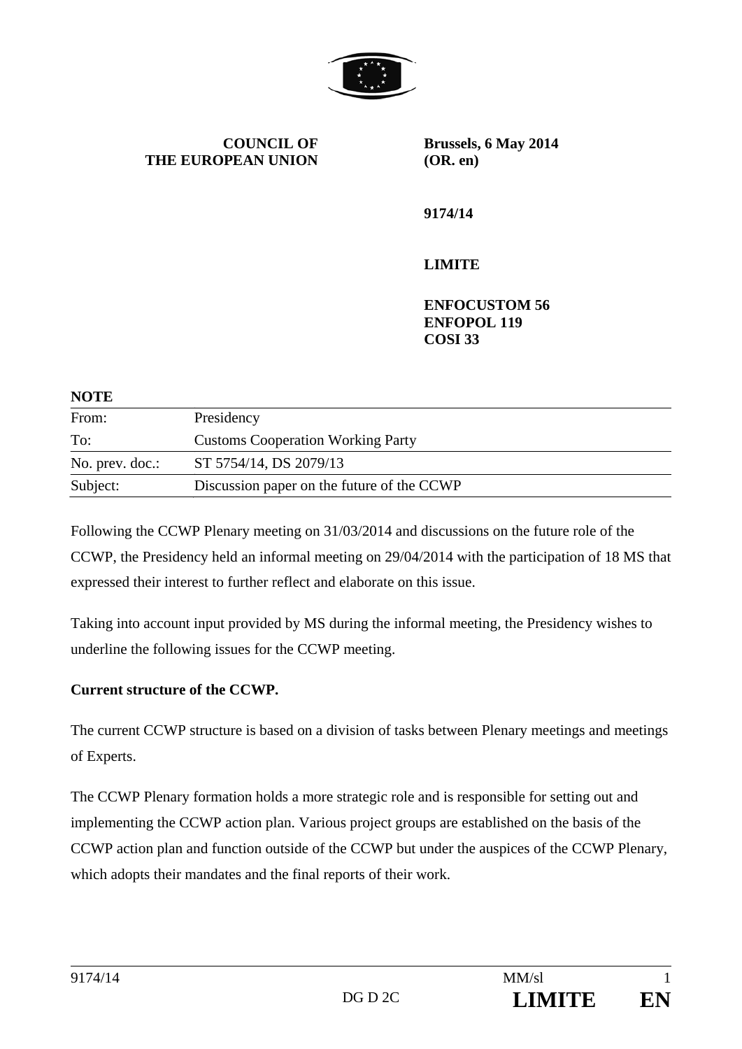**COUNCIL OF THE EUROPEAN UNION**

**Brussels, 6 May 2014**
**(OR. en)**

**9174/14**

**LIMITE**

**ENFOCUSTOM 56**
**ENFOPOL 119**
**COSI 33**

**NOTE**

| | |
|---|---|
| From: | Presidency |
| To: | Customs Cooperation Working Party |
| No. prev. doc.: | ST 5754/14, DS 2079/13 |
| Subject: | Discussion paper on the future of the CCWP |

Following the CCWP Plenary meeting on 31/03/2014 and discussions on the future role of the CCWP, the Presidency held an informal meeting on 29/04/2014 with the participation of 18 MS that expressed their interest to further reflect and elaborate on this issue.

Taking into account input provided by MS during the informal meeting, the Presidency wishes to underline the following issues for the CCWP meeting.

**Current structure of the CCWP.**

The current CCWP structure is based on a division of tasks between Plenary meetings and meetings of Experts.

The CCWP Plenary formation holds a more strategic role and is responsible for setting out and implementing the CCWP action plan. Various project groups are established on the basis of the CCWP action plan and function outside of the CCWP but under the auspices of the CCWP Plenary, which adopts their mandates and the final reports of their work.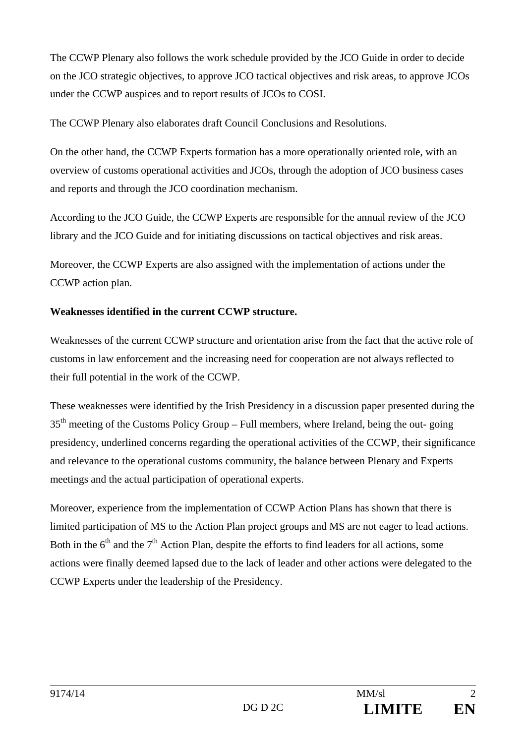The CCWP Plenary also follows the work schedule provided by the JCO Guide in order to decide on the JCO strategic objectives, to approve JCO tactical objectives and risk areas, to approve JCOs under the CCWP auspices and to report results of JCOs to COSI.

The CCWP Plenary also elaborates draft Council Conclusions and Resolutions.

On the other hand, the CCWP Experts formation has a more operationally oriented role, with an overview of customs operational activities and JCOs, through the adoption of JCO business cases and reports and through the JCO coordination mechanism.

According to the JCO Guide, the CCWP Experts are responsible for the annual review of the JCO library and the JCO Guide and for initiating discussions on tactical objectives and risk areas.

Moreover, the CCWP Experts are also assigned with the implementation of actions under the CCWP action plan.

**Weaknesses identified in the current CCWP structure.**

Weaknesses of the current CCWP structure and orientation arise from the fact that the active role of customs in law enforcement and the increasing need for cooperation are not always reflected to their full potential in the work of the CCWP.

These weaknesses were identified by the Irish Presidency in a discussion paper presented during the 35th meeting of the Customs Policy Group – Full members, where Ireland, being the out- going presidency, underlined concerns regarding the operational activities of the CCWP, their significance and relevance to the operational customs community, the balance between Plenary and Experts meetings and the actual participation of operational experts.

Moreover, experience from the implementation of CCWP Action Plans has shown that there is limited participation of MS to the Action Plan project groups and MS are not eager to lead actions. Both in the 6th and the 7th Action Plan, despite the efforts to find leaders for all actions, some actions were finally deemed lapsed due to the lack of leader and other actions were delegated to the CCWP Experts under the leadership of the Presidency.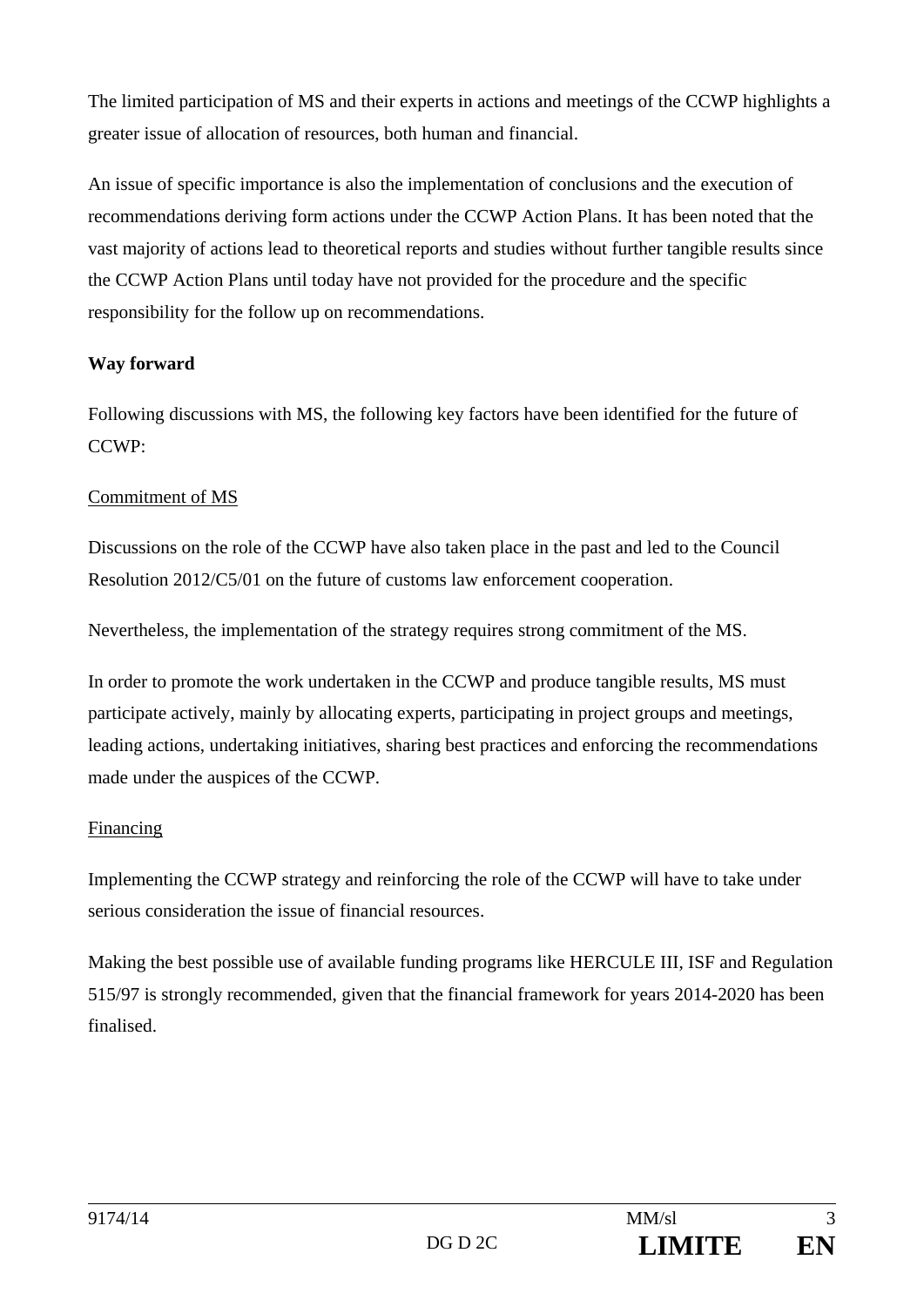The limited participation of MS and their experts in actions and meetings of the CCWP highlights a greater issue of allocation of resources, both human and financial.

An issue of specific importance is also the implementation of conclusions and the execution of recommendations deriving form actions under the CCWP Action Plans. It has been noted that the vast majority of actions lead to theoretical reports and studies without further tangible results since the CCWP Action Plans until today have not provided for the procedure and the specific responsibility for the follow up on recommendations.

**Way forward**

Following discussions with MS, the following key factors have been identified for the future of CCWP:

Commitment of MS

Discussions on the role of the CCWP have also taken place in the past and led to the Council Resolution 2012/C5/01 on the future of customs law enforcement cooperation.

Nevertheless, the implementation of the strategy requires strong commitment of the MS.

In order to promote the work undertaken in the CCWP and produce tangible results, MS must participate actively, mainly by allocating experts, participating in project groups and meetings, leading actions, undertaking initiatives, sharing best practices and enforcing the recommendations made under the auspices of the CCWP.

Financing

Implementing the CCWP strategy and reinforcing the role of the CCWP will have to take under serious consideration the issue of financial resources.

Making the best possible use of available funding programs like HERCULE III, ISF and Regulation 515/97 is strongly recommended, given that the financial framework for years 2014-2020 has been finalised.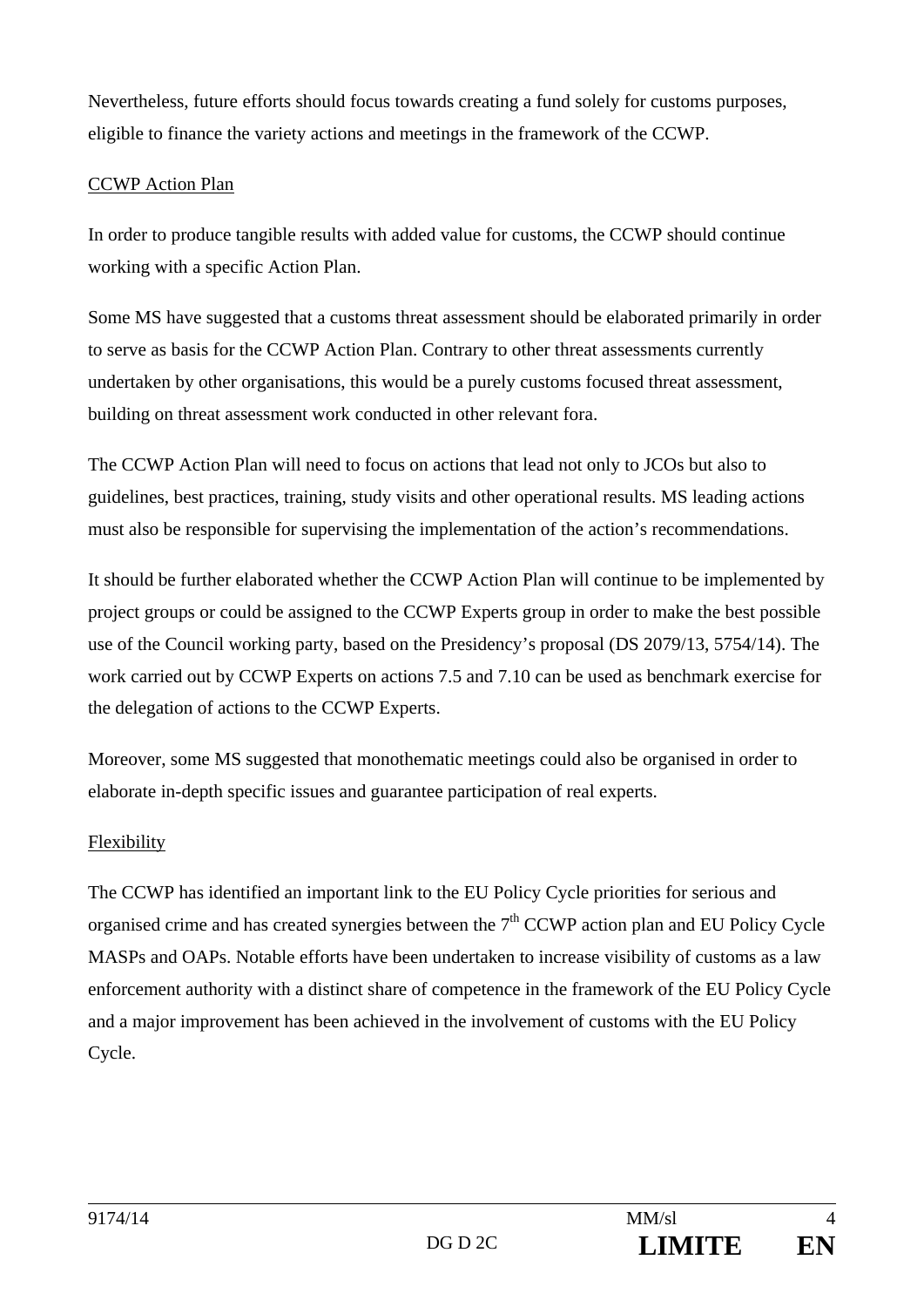Nevertheless, future efforts should focus towards creating a fund solely for customs purposes, eligible to finance the variety actions and meetings in the framework of the CCWP.

CCWP Action Plan

In order to produce tangible results with added value for customs, the CCWP should continue working with a specific Action Plan.

Some MS have suggested that a customs threat assessment should be elaborated primarily in order to serve as basis for the CCWP Action Plan. Contrary to other threat assessments currently undertaken by other organisations, this would be a purely customs focused threat assessment, building on threat assessment work conducted in other relevant fora.

The CCWP Action Plan will need to focus on actions that lead not only to JCOs but also to guidelines, best practices, training, study visits and other operational results. MS leading actions must also be responsible for supervising the implementation of the action's recommendations.

It should be further elaborated whether the CCWP Action Plan will continue to be implemented by project groups or could be assigned to the CCWP Experts group in order to make the best possible use of the Council working party, based on the Presidency's proposal (DS 2079/13, 5754/14). The work carried out by CCWP Experts on actions 7.5 and 7.10 can be used as benchmark exercise for the delegation of actions to the CCWP Experts.

Moreover, some MS suggested that monothematic meetings could also be organised in order to elaborate in-depth specific issues and guarantee participation of real experts.

Flexibility

The CCWP has identified an important link to the EU Policy Cycle priorities for serious and organised crime and has created synergies between the 7th CCWP action plan and EU Policy Cycle MASPs and OAPs. Notable efforts have been undertaken to increase visibility of customs as a law enforcement authority with a distinct share of competence in the framework of the EU Policy Cycle and a major improvement has been achieved in the involvement of customs with the EU Policy Cycle.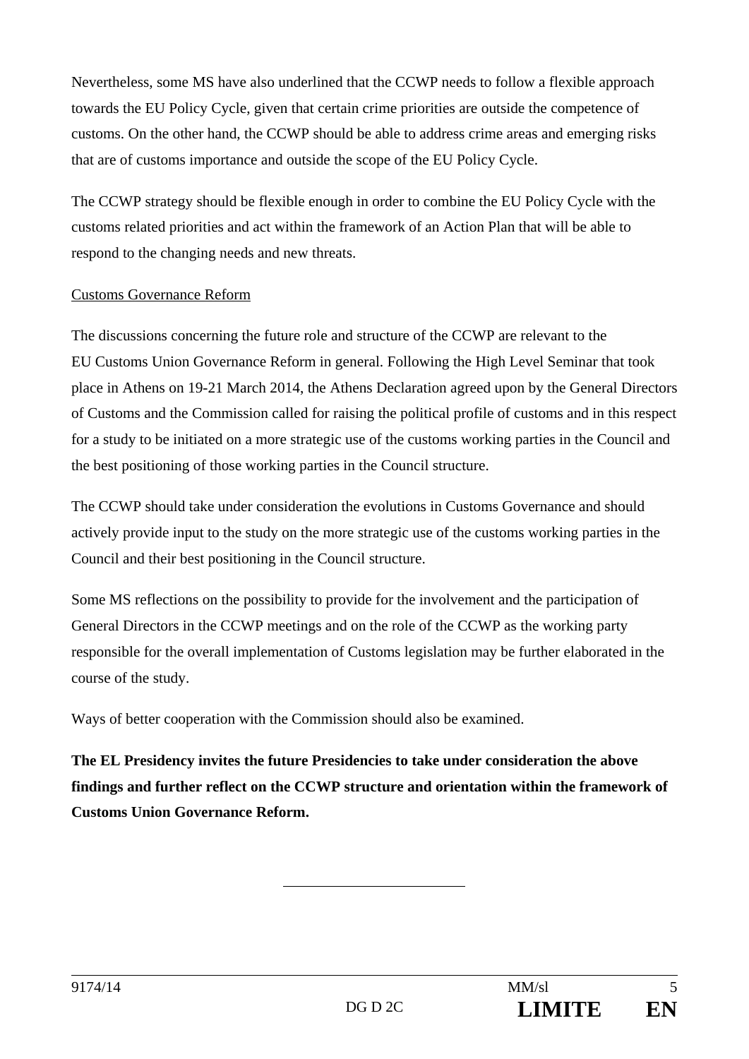Nevertheless, some MS have also underlined that the CCWP needs to follow a flexible approach towards the EU Policy Cycle, given that certain crime priorities are outside the competence of customs. On the other hand, the CCWP should be able to address crime areas and emerging risks that are of customs importance and outside the scope of the EU Policy Cycle.

The CCWP strategy should be flexible enough in order to combine the EU Policy Cycle with the customs related priorities and act within the framework of an Action Plan that will be able to respond to the changing needs and new threats.

<u>Customs Governance Reform</u>

The discussions concerning the future role and structure of the CCWP are relevant to the EU Customs Union Governance Reform in general. Following the High Level Seminar that took place in Athens on 19-21 March 2014, the Athens Declaration agreed upon by the General Directors of Customs and the Commission called for raising the political profile of customs and in this respect for a study to be initiated on a more strategic use of the customs working parties in the Council and the best positioning of those working parties in the Council structure.

The CCWP should take under consideration the evolutions in Customs Governance and should actively provide input to the study on the more strategic use of the customs working parties in the Council and their best positioning in the Council structure.

Some MS reflections on the possibility to provide for the involvement and the participation of General Directors in the CCWP meetings and on the role of the CCWP as the working party responsible for the overall implementation of Customs legislation may be further elaborated in the course of the study.

Ways of better cooperation with the Commission should also be examined.

**The EL Presidency invites the future Presidencies to take under consideration the above findings and further reflect on the CCWP structure and orientation within the framework of Customs Union Governance Reform.**